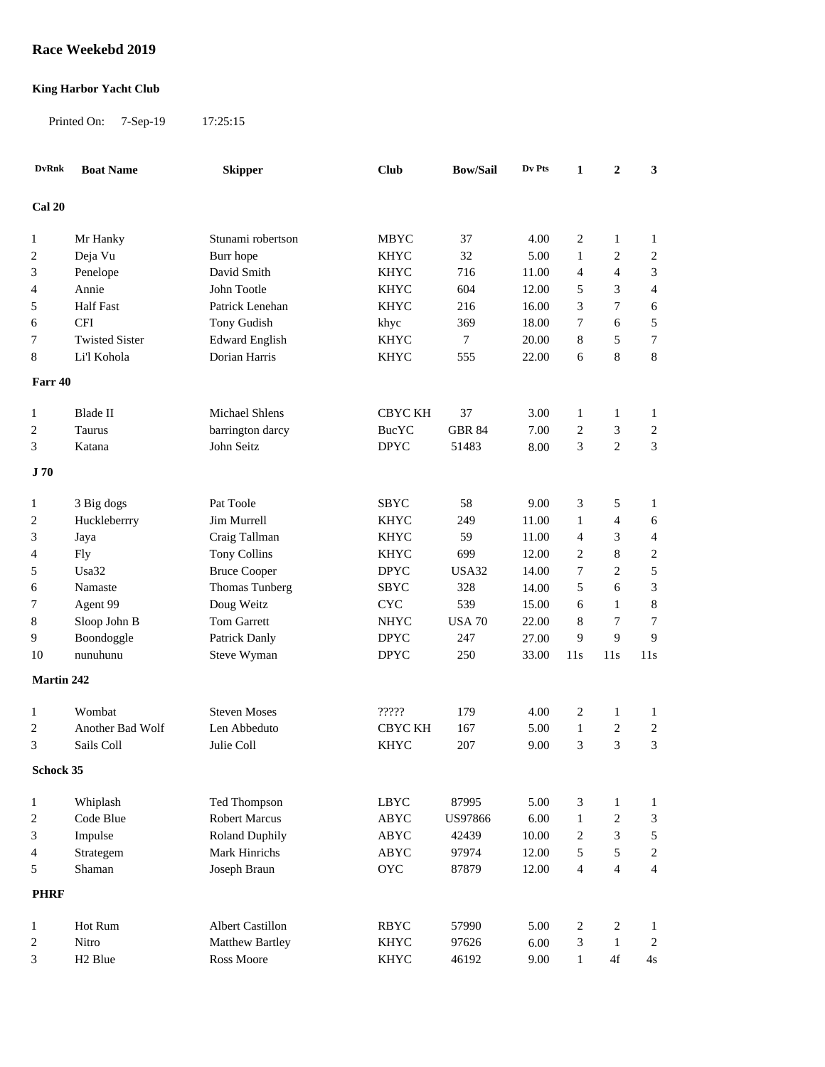# Race Weekebd 2019

**King Harbor Yacht Club**

Printed On: 7-Sep-19 17:25:15

| DvRnk | Boat Name | Skipper | Club | Bow/Sail | Dv Pts | 1 | 2 | 3 |
|---|---|---|---|---|---|---|---|---|
| **Cal 20** | | | | | | | | |
| 1 | Mr Hanky | Stunami robertson | MBYC | 37 | 4.00 | 2 | 1 | 1 |
| 2 | Deja Vu | Burr hope | KHYC | 32 | 5.00 | 1 | 2 | 2 |
| 3 | Penelope | David Smith | KHYC | 716 | 11.00 | 4 | 4 | 3 |
| 4 | Annie | John Tootle | KHYC | 604 | 12.00 | 5 | 3 | 4 |
| 5 | Half Fast | Patrick Lenehan | KHYC | 216 | 16.00 | 3 | 7 | 6 |
| 6 | CFI | Tony Gudish | khyc | 369 | 18.00 | 7 | 6 | 5 |
| 7 | Twisted Sister | Edward English | KHYC | 7 | 20.00 | 8 | 5 | 7 |
| 8 | Li'l Kohola | Dorian Harris | KHYC | 555 | 22.00 | 6 | 8 | 8 |
| **Farr 40** | | | | | | | | |
| 1 | Blade II | Michael Shlens | CBYC KH | 37 | 3.00 | 1 | 1 | 1 |
| 2 | Taurus | barrington darcy | BucYC | GBR 84 | 7.00 | 2 | 3 | 2 |
| 3 | Katana | John Seitz | DPYC | 51483 | 8.00 | 3 | 2 | 3 |
| **J 70** | | | | | | | | |
| 1 | 3 Big dogs | Pat Toole | SBYC | 58 | 9.00 | 3 | 5 | 1 |
| 2 | Huckleberrry | Jim Murrell | KHYC | 249 | 11.00 | 1 | 4 | 6 |
| 3 | Jaya | Craig Tallman | KHYC | 59 | 11.00 | 4 | 3 | 4 |
| 4 | Fly | Tony Collins | KHYC | 699 | 12.00 | 2 | 8 | 2 |
| 5 | Usa32 | Bruce Cooper | DPYC | USA32 | 14.00 | 7 | 2 | 5 |
| 6 | Namaste | Thomas Tunberg | SBYC | 328 | 14.00 | 5 | 6 | 3 |
| 7 | Agent 99 | Doug Weitz | CYC | 539 | 15.00 | 6 | 1 | 8 |
| 8 | Sloop John B | Tom Garrett | NHYC | USA 70 | 22.00 | 8 | 7 | 7 |
| 9 | Boondoggle | Patrick Danly | DPYC | 247 | 27.00 | 9 | 9 | 9 |
| 10 | nunuhunu | Steve Wyman | DPYC | 250 | 33.00 | 11s | 11s | 11s |
| **Martin 242** | | | | | | | | |
| 1 | Wombat | Steven Moses | ????? | 179 | 4.00 | 2 | 1 | 1 |
| 2 | Another Bad Wolf | Len Abbeduto | CBYC KH | 167 | 5.00 | 1 | 2 | 2 |
| 3 | Sails Coll | Julie Coll | KHYC | 207 | 9.00 | 3 | 3 | 3 |
| **Schock 35** | | | | | | | | |
| 1 | Whiplash | Ted Thompson | LBYC | 87995 | 5.00 | 3 | 1 | 1 |
| 2 | Code Blue | Robert Marcus | ABYC | US97866 | 6.00 | 1 | 2 | 3 |
| 3 | Impulse | Roland Duphily | ABYC | 42439 | 10.00 | 2 | 3 | 5 |
| 4 | Strategem | Mark Hinrichs | ABYC | 97974 | 12.00 | 5 | 5 | 2 |
| 5 | Shaman | Joseph Braun | OYC | 87879 | 12.00 | 4 | 4 | 4 |
| **PHRF** | | | | | | | | |
| 1 | Hot Rum | Albert Castillon | RBYC | 57990 | 5.00 | 2 | 2 | 1 |
| 2 | Nitro | Matthew Bartley | KHYC | 97626 | 6.00 | 3 | 1 | 2 |
| 3 | H2 Blue | Ross Moore | KHYC | 46192 | 9.00 | 1 | 4f | 4s |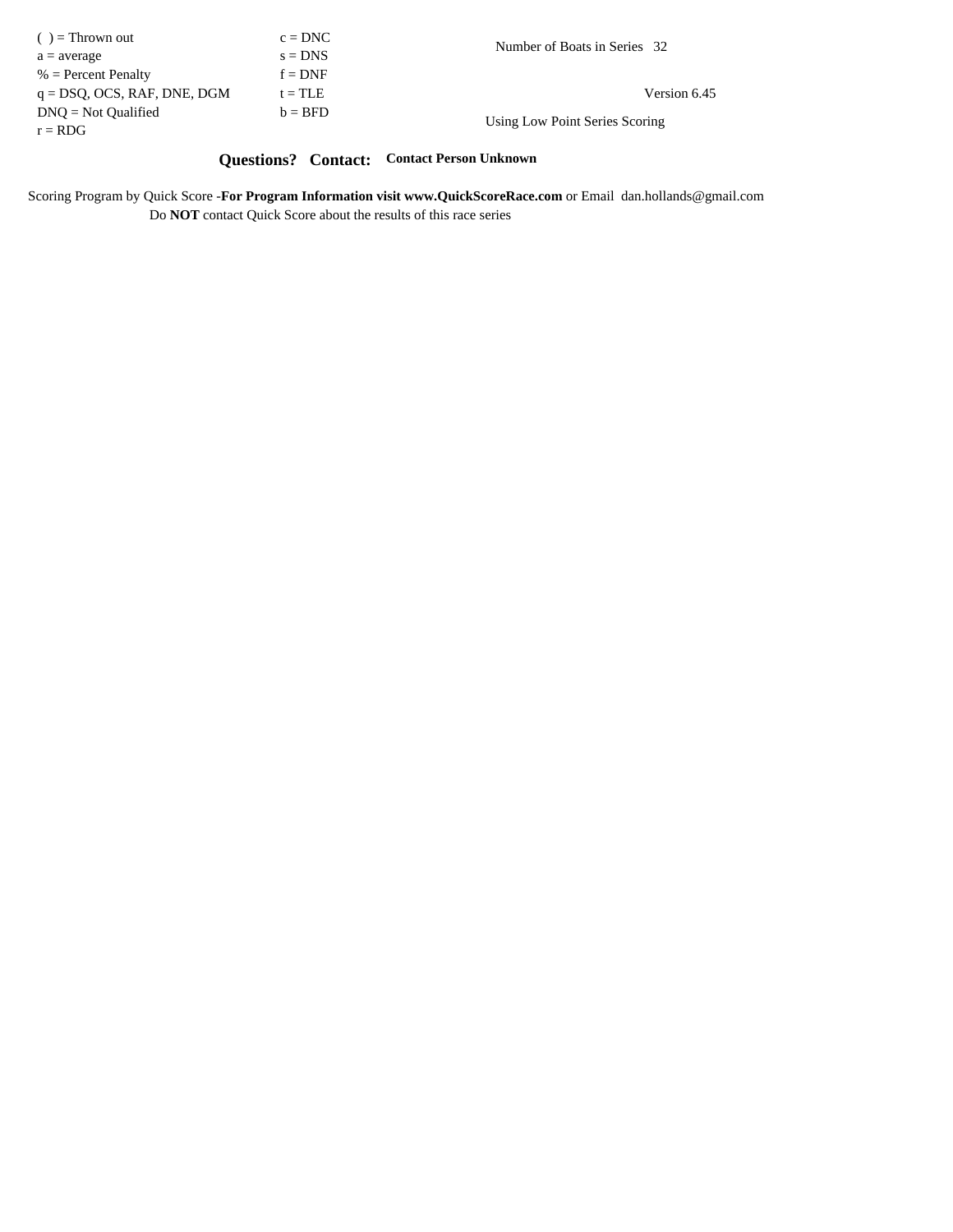( ) = Thrown out
a = average
% = Percent Penalty
q = DSQ, OCS, RAF, DNE, DGM
DNQ = Not Qualified
r = RDG

c = DNC
s = DNS
f = DNF
t = TLE
b = BFD

Number of Boats in Series 32

Version 6.45

Using Low Point Series Scoring

**Questions? Contact:** **Contact Person Unknown**

Scoring Program by Quick Score -**For Program Information visit www.QuickScoreRace.com** or Email dan.hollands@gmail.com

Do **NOT** contact Quick Score about the results of this race series